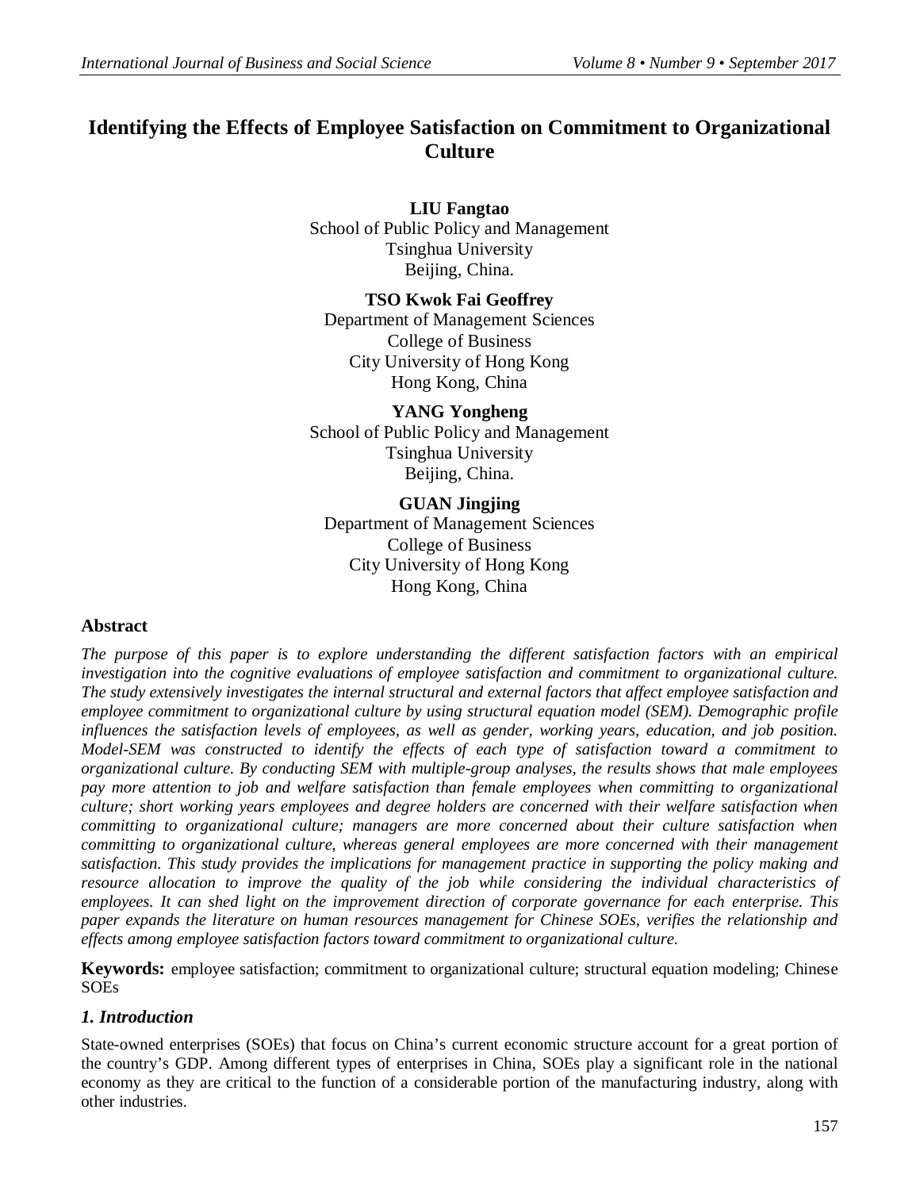# Identifying the Effects of Employee Satisfaction on Commitment to Organizational Culture

**LIU Fangtao**
School of Public Policy and Management
Tsinghua University
Beijing, China.

**TSO Kwok Fai Geoffrey**
Department of Management Sciences
College of Business
City University of Hong Kong
Hong Kong, China

**YANG Yongheng**
School of Public Policy and Management
Tsinghua University
Beijing, China.

**GUAN Jingjing**
Department of Management Sciences
College of Business
City University of Hong Kong
Hong Kong, China

## Abstract

*The purpose of this paper is to explore understanding the different satisfaction factors with an empirical investigation into the cognitive evaluations of employee satisfaction and commitment to organizational culture. The study extensively investigates the internal structural and external factors that affect employee satisfaction and employee commitment to organizational culture by using structural equation model (SEM). Demographic profile influences the satisfaction levels of employees, as well as gender, working years, education, and job position. Model-SEM was constructed to identify the effects of each type of satisfaction toward a commitment to organizational culture. By conducting SEM with multiple-group analyses, the results shows that male employees pay more attention to job and welfare satisfaction than female employees when committing to organizational culture; short working years employees and degree holders are concerned with their welfare satisfaction when committing to organizational culture; managers are more concerned about their culture satisfaction when committing to organizational culture, whereas general employees are more concerned with their management satisfaction. This study provides the implications for management practice in supporting the policy making and resource allocation to improve the quality of the job while considering the individual characteristics of employees. It can shed light on the improvement direction of corporate governance for each enterprise. This paper expands the literature on human resources management for Chinese SOEs, verifies the relationship and effects among employee satisfaction factors toward commitment to organizational culture.*

**Keywords:** employee satisfaction; commitment to organizational culture; structural equation modeling; Chinese SOEs

## *1. Introduction*

State-owned enterprises (SOEs) that focus on China's current economic structure account for a great portion of the country's GDP. Among different types of enterprises in China, SOEs play a significant role in the national economy as they are critical to the function of a considerable portion of the manufacturing industry, along with other industries.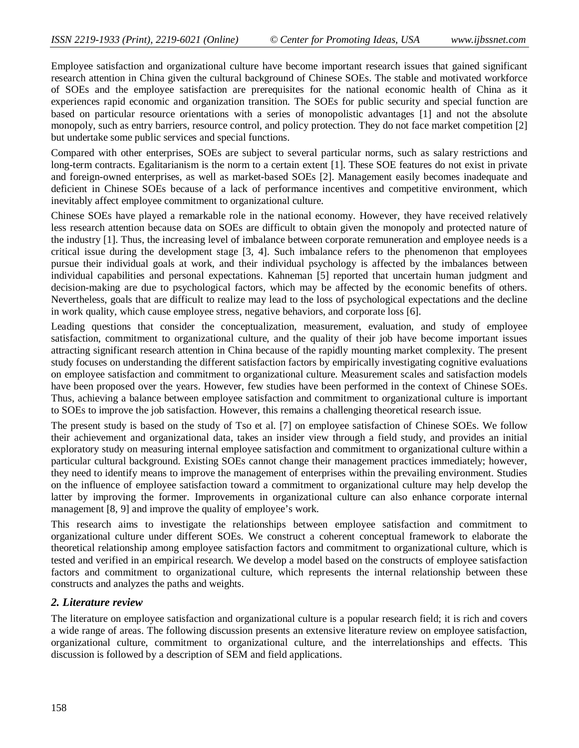Employee satisfaction and organizational culture have become important research issues that gained significant research attention in China given the cultural background of Chinese SOEs. The stable and motivated workforce of SOEs and the employee satisfaction are prerequisites for the national economic health of China as it experiences rapid economic and organization transition. The SOEs for public security and special function are based on particular resource orientations with a series of monopolistic advantages [1] and not the absolute monopoly, such as entry barriers, resource control, and policy protection. They do not face market competition [2] but undertake some public services and special functions.

Compared with other enterprises, SOEs are subject to several particular norms, such as salary restrictions and long-term contracts. Egalitarianism is the norm to a certain extent [1]. These SOE features do not exist in private and foreign-owned enterprises, as well as market-based SOEs [2]. Management easily becomes inadequate and deficient in Chinese SOEs because of a lack of performance incentives and competitive environment, which inevitably affect employee commitment to organizational culture.

Chinese SOEs have played a remarkable role in the national economy. However, they have received relatively less research attention because data on SOEs are difficult to obtain given the monopoly and protected nature of the industry [1]. Thus, the increasing level of imbalance between corporate remuneration and employee needs is a critical issue during the development stage [3, 4]. Such imbalance refers to the phenomenon that employees pursue their individual goals at work, and their individual psychology is affected by the imbalances between individual capabilities and personal expectations. Kahneman [5] reported that uncertain human judgment and decision-making are due to psychological factors, which may be affected by the economic benefits of others. Nevertheless, goals that are difficult to realize may lead to the loss of psychological expectations and the decline in work quality, which cause employee stress, negative behaviors, and corporate loss [6].

Leading questions that consider the conceptualization, measurement, evaluation, and study of employee satisfaction, commitment to organizational culture, and the quality of their job have become important issues attracting significant research attention in China because of the rapidly mounting market complexity. The present study focuses on understanding the different satisfaction factors by empirically investigating cognitive evaluations on employee satisfaction and commitment to organizational culture. Measurement scales and satisfaction models have been proposed over the years. However, few studies have been performed in the context of Chinese SOEs. Thus, achieving a balance between employee satisfaction and commitment to organizational culture is important to SOEs to improve the job satisfaction. However, this remains a challenging theoretical research issue.

The present study is based on the study of Tso et al. [7] on employee satisfaction of Chinese SOEs. We follow their achievement and organizational data, takes an insider view through a field study, and provides an initial exploratory study on measuring internal employee satisfaction and commitment to organizational culture within a particular cultural background. Existing SOEs cannot change their management practices immediately; however, they need to identify means to improve the management of enterprises within the prevailing environment. Studies on the influence of employee satisfaction toward a commitment to organizational culture may help develop the latter by improving the former. Improvements in organizational culture can also enhance corporate internal management [8, 9] and improve the quality of employee's work.

This research aims to investigate the relationships between employee satisfaction and commitment to organizational culture under different SOEs. We construct a coherent conceptual framework to elaborate the theoretical relationship among employee satisfaction factors and commitment to organizational culture, which is tested and verified in an empirical research. We develop a model based on the constructs of employee satisfaction factors and commitment to organizational culture, which represents the internal relationship between these constructs and analyzes the paths and weights.

## *2. Literature review*

The literature on employee satisfaction and organizational culture is a popular research field; it is rich and covers a wide range of areas. The following discussion presents an extensive literature review on employee satisfaction, organizational culture, commitment to organizational culture, and the interrelationships and effects. This discussion is followed by a description of SEM and field applications.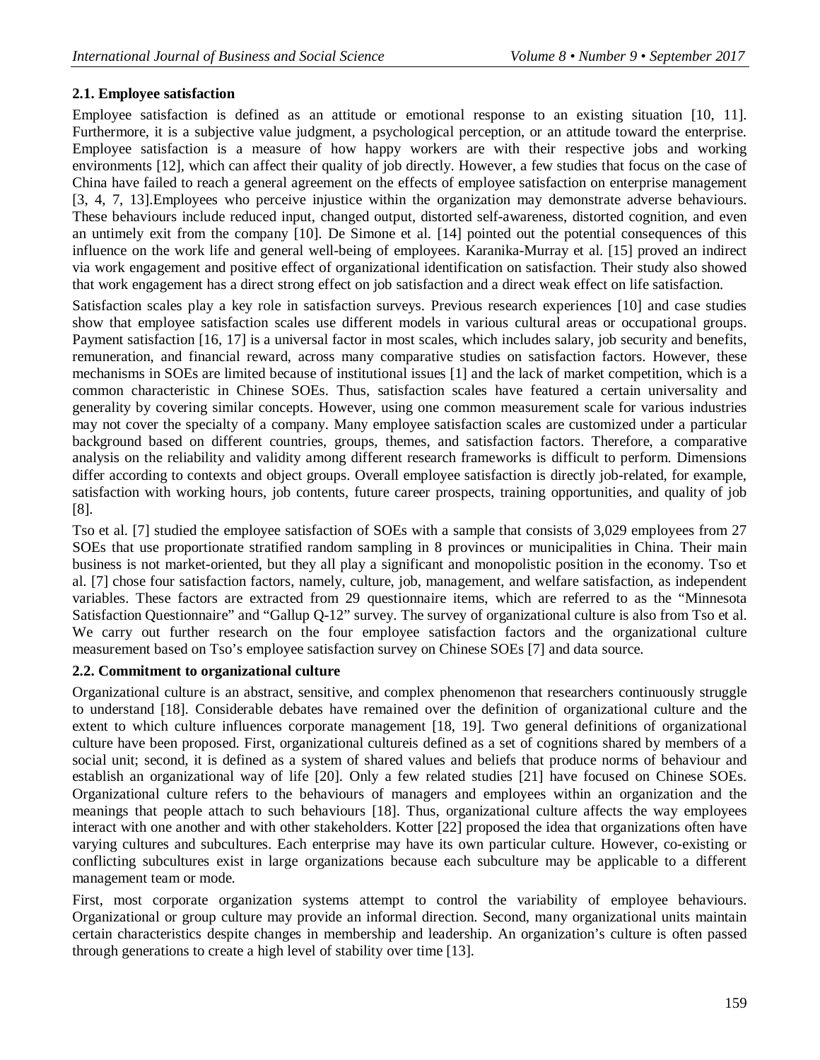### 2.1. Employee satisfaction

Employee satisfaction is defined as an attitude or emotional response to an existing situation [10, 11]. Furthermore, it is a subjective value judgment, a psychological perception, or an attitude toward the enterprise. Employee satisfaction is a measure of how happy workers are with their respective jobs and working environments [12], which can affect their quality of job directly. However, a few studies that focus on the case of China have failed to reach a general agreement on the effects of employee satisfaction on enterprise management [3, 4, 7, 13].Employees who perceive injustice within the organization may demonstrate adverse behaviours. These behaviours include reduced input, changed output, distorted self-awareness, distorted cognition, and even an untimely exit from the company [10]. De Simone et al. [14] pointed out the potential consequences of this influence on the work life and general well-being of employees. Karanika-Murray et al. [15] proved an indirect via work engagement and positive effect of organizational identification on satisfaction. Their study also showed that work engagement has a direct strong effect on job satisfaction and a direct weak effect on life satisfaction.

Satisfaction scales play a key role in satisfaction surveys. Previous research experiences [10] and case studies show that employee satisfaction scales use different models in various cultural areas or occupational groups. Payment satisfaction [16, 17] is a universal factor in most scales, which includes salary, job security and benefits, remuneration, and financial reward, across many comparative studies on satisfaction factors. However, these mechanisms in SOEs are limited because of institutional issues [1] and the lack of market competition, which is a common characteristic in Chinese SOEs. Thus, satisfaction scales have featured a certain universality and generality by covering similar concepts. However, using one common measurement scale for various industries may not cover the specialty of a company. Many employee satisfaction scales are customized under a particular background based on different countries, groups, themes, and satisfaction factors. Therefore, a comparative analysis on the reliability and validity among different research frameworks is difficult to perform. Dimensions differ according to contexts and object groups. Overall employee satisfaction is directly job-related, for example, satisfaction with working hours, job contents, future career prospects, training opportunities, and quality of job [8].

Tso et al. [7] studied the employee satisfaction of SOEs with a sample that consists of 3,029 employees from 27 SOEs that use proportionate stratified random sampling in 8 provinces or municipalities in China. Their main business is not market-oriented, but they all play a significant and monopolistic position in the economy. Tso et al. [7] chose four satisfaction factors, namely, culture, job, management, and welfare satisfaction, as independent variables. These factors are extracted from 29 questionnaire items, which are referred to as the "Minnesota Satisfaction Questionnaire" and "Gallup Q-12" survey. The survey of organizational culture is also from Tso et al. We carry out further research on the four employee satisfaction factors and the organizational culture measurement based on Tso's employee satisfaction survey on Chinese SOEs [7] and data source.

### 2.2. Commitment to organizational culture

Organizational culture is an abstract, sensitive, and complex phenomenon that researchers continuously struggle to understand [18]. Considerable debates have remained over the definition of organizational culture and the extent to which culture influences corporate management [18, 19]. Two general definitions of organizational culture have been proposed. First, organizational cultureis defined as a set of cognitions shared by members of a social unit; second, it is defined as a system of shared values and beliefs that produce norms of behaviour and establish an organizational way of life [20]. Only a few related studies [21] have focused on Chinese SOEs. Organizational culture refers to the behaviours of managers and employees within an organization and the meanings that people attach to such behaviours [18]. Thus, organizational culture affects the way employees interact with one another and with other stakeholders. Kotter [22] proposed the idea that organizations often have varying cultures and subcultures. Each enterprise may have its own particular culture. However, co-existing or conflicting subcultures exist in large organizations because each subculture may be applicable to a different management team or mode.

First, most corporate organization systems attempt to control the variability of employee behaviours. Organizational or group culture may provide an informal direction. Second, many organizational units maintain certain characteristics despite changes in membership and leadership. An organization's culture is often passed through generations to create a high level of stability over time [13].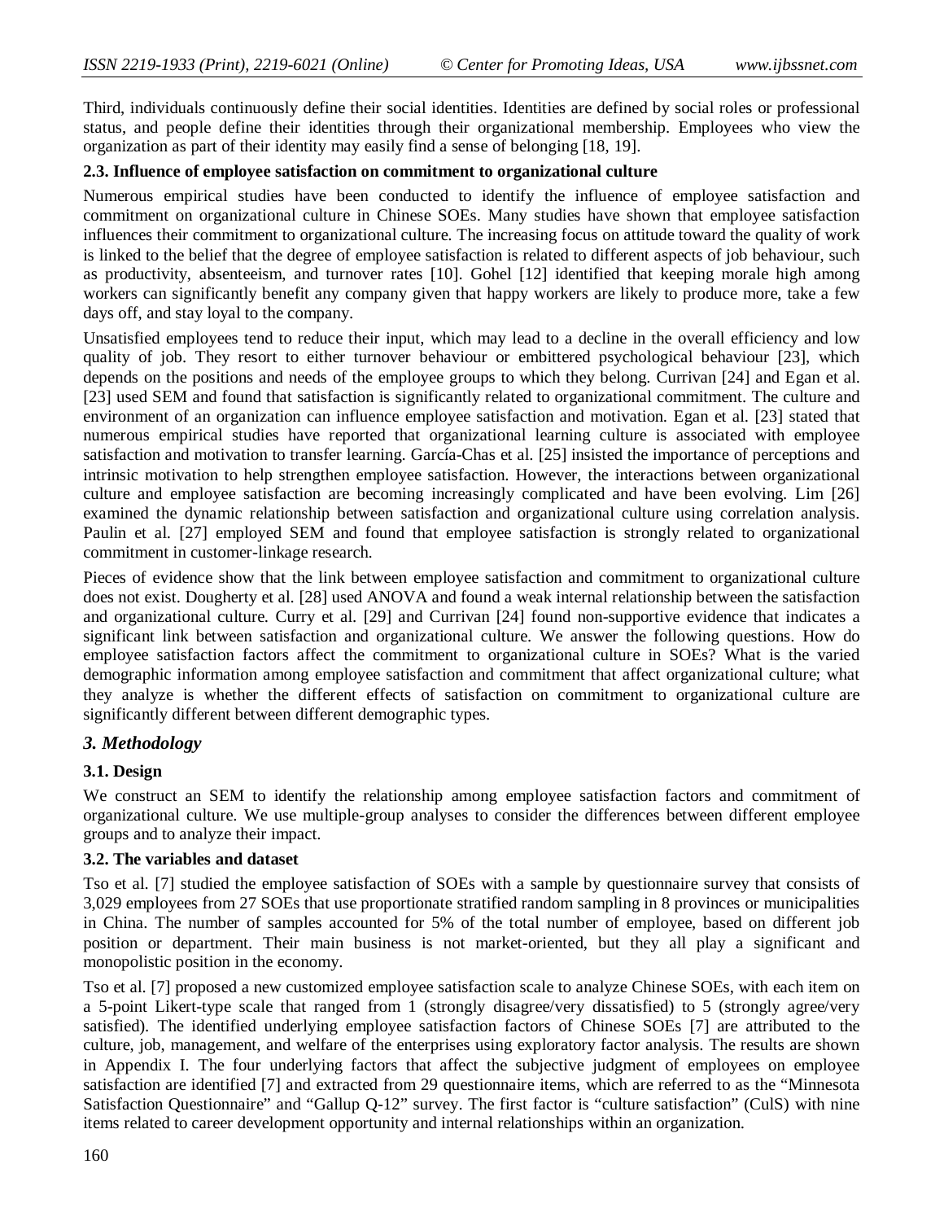Third, individuals continuously define their social identities. Identities are defined by social roles or professional status, and people define their identities through their organizational membership. Employees who view the organization as part of their identity may easily find a sense of belonging [18, 19].

### 2.3. Influence of employee satisfaction on commitment to organizational culture

Numerous empirical studies have been conducted to identify the influence of employee satisfaction and commitment on organizational culture in Chinese SOEs. Many studies have shown that employee satisfaction influences their commitment to organizational culture. The increasing focus on attitude toward the quality of work is linked to the belief that the degree of employee satisfaction is related to different aspects of job behaviour, such as productivity, absenteeism, and turnover rates [10]. Gohel [12] identified that keeping morale high among workers can significantly benefit any company given that happy workers are likely to produce more, take a few days off, and stay loyal to the company.

Unsatisfied employees tend to reduce their input, which may lead to a decline in the overall efficiency and low quality of job. They resort to either turnover behaviour or embittered psychological behaviour [23], which depends on the positions and needs of the employee groups to which they belong. Currivan [24] and Egan et al. [23] used SEM and found that satisfaction is significantly related to organizational commitment. The culture and environment of an organization can influence employee satisfaction and motivation. Egan et al. [23] stated that numerous empirical studies have reported that organizational learning culture is associated with employee satisfaction and motivation to transfer learning. García-Chas et al. [25] insisted the importance of perceptions and intrinsic motivation to help strengthen employee satisfaction. However, the interactions between organizational culture and employee satisfaction are becoming increasingly complicated and have been evolving. Lim [26] examined the dynamic relationship between satisfaction and organizational culture using correlation analysis. Paulin et al. [27] employed SEM and found that employee satisfaction is strongly related to organizational commitment in customer-linkage research.

Pieces of evidence show that the link between employee satisfaction and commitment to organizational culture does not exist. Dougherty et al. [28] used ANOVA and found a weak internal relationship between the satisfaction and organizational culture. Curry et al. [29] and Currivan [24] found non-supportive evidence that indicates a significant link between satisfaction and organizational culture. We answer the following questions. How do employee satisfaction factors affect the commitment to organizational culture in SOEs? What is the varied demographic information among employee satisfaction and commitment that affect organizational culture; what they analyze is whether the different effects of satisfaction on commitment to organizational culture are significantly different between different demographic types.

## *3. Methodology*

### 3.1. Design

We construct an SEM to identify the relationship among employee satisfaction factors and commitment of organizational culture. We use multiple-group analyses to consider the differences between different employee groups and to analyze their impact.

### 3.2. The variables and dataset

Tso et al. [7] studied the employee satisfaction of SOEs with a sample by questionnaire survey that consists of 3,029 employees from 27 SOEs that use proportionate stratified random sampling in 8 provinces or municipalities in China. The number of samples accounted for 5% of the total number of employee, based on different job position or department. Their main business is not market-oriented, but they all play a significant and monopolistic position in the economy.

Tso et al. [7] proposed a new customized employee satisfaction scale to analyze Chinese SOEs, with each item on a 5-point Likert-type scale that ranged from 1 (strongly disagree/very dissatisfied) to 5 (strongly agree/very satisfied). The identified underlying employee satisfaction factors of Chinese SOEs [7] are attributed to the culture, job, management, and welfare of the enterprises using exploratory factor analysis. The results are shown in Appendix I. The four underlying factors that affect the subjective judgment of employees on employee satisfaction are identified [7] and extracted from 29 questionnaire items, which are referred to as the "Minnesota Satisfaction Questionnaire" and "Gallup Q-12" survey. The first factor is "culture satisfaction" (CulS) with nine items related to career development opportunity and internal relationships within an organization.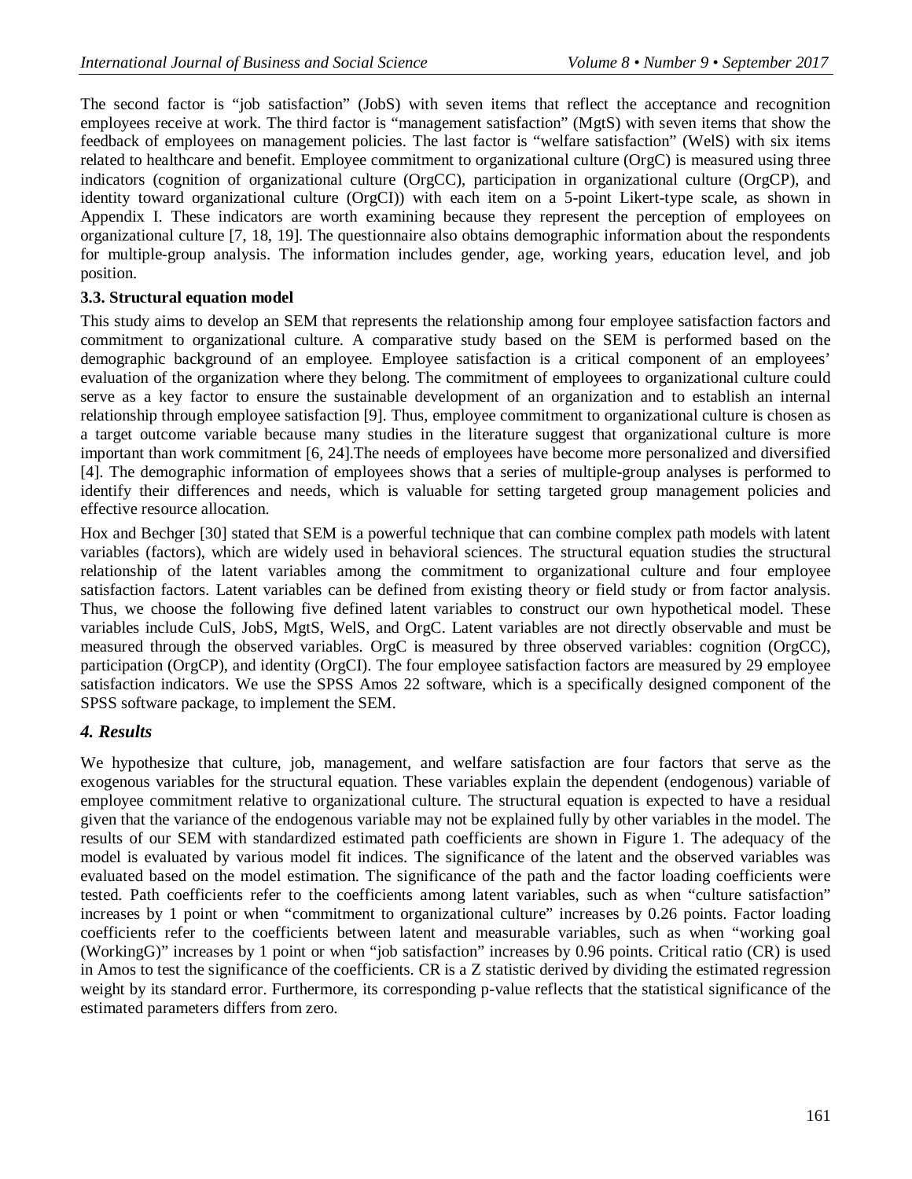The second factor is "job satisfaction" (JobS) with seven items that reflect the acceptance and recognition employees receive at work. The third factor is "management satisfaction" (MgtS) with seven items that show the feedback of employees on management policies. The last factor is "welfare satisfaction" (WelS) with six items related to healthcare and benefit. Employee commitment to organizational culture (OrgC) is measured using three indicators (cognition of organizational culture (OrgCC), participation in organizational culture (OrgCP), and identity toward organizational culture (OrgCI)) with each item on a 5-point Likert-type scale, as shown in Appendix I. These indicators are worth examining because they represent the perception of employees on organizational culture [7, 18, 19]. The questionnaire also obtains demographic information about the respondents for multiple-group analysis. The information includes gender, age, working years, education level, and job position.

### 3.3. Structural equation model

This study aims to develop an SEM that represents the relationship among four employee satisfaction factors and commitment to organizational culture. A comparative study based on the SEM is performed based on the demographic background of an employee. Employee satisfaction is a critical component of an employees' evaluation of the organization where they belong. The commitment of employees to organizational culture could serve as a key factor to ensure the sustainable development of an organization and to establish an internal relationship through employee satisfaction [9]. Thus, employee commitment to organizational culture is chosen as a target outcome variable because many studies in the literature suggest that organizational culture is more important than work commitment [6, 24].The needs of employees have become more personalized and diversified [4]. The demographic information of employees shows that a series of multiple-group analyses is performed to identify their differences and needs, which is valuable for setting targeted group management policies and effective resource allocation.

Hox and Bechger [30] stated that SEM is a powerful technique that can combine complex path models with latent variables (factors), which are widely used in behavioral sciences. The structural equation studies the structural relationship of the latent variables among the commitment to organizational culture and four employee satisfaction factors. Latent variables can be defined from existing theory or field study or from factor analysis. Thus, we choose the following five defined latent variables to construct our own hypothetical model. These variables include CulS, JobS, MgtS, WelS, and OrgC. Latent variables are not directly observable and must be measured through the observed variables. OrgC is measured by three observed variables: cognition (OrgCC), participation (OrgCP), and identity (OrgCI). The four employee satisfaction factors are measured by 29 employee satisfaction indicators. We use the SPSS Amos 22 software, which is a specifically designed component of the SPSS software package, to implement the SEM.

## *4. Results*

We hypothesize that culture, job, management, and welfare satisfaction are four factors that serve as the exogenous variables for the structural equation. These variables explain the dependent (endogenous) variable of employee commitment relative to organizational culture. The structural equation is expected to have a residual given that the variance of the endogenous variable may not be explained fully by other variables in the model. The results of our SEM with standardized estimated path coefficients are shown in Figure 1. The adequacy of the model is evaluated by various model fit indices. The significance of the latent and the observed variables was evaluated based on the model estimation. The significance of the path and the factor loading coefficients were tested. Path coefficients refer to the coefficients among latent variables, such as when "culture satisfaction" increases by 1 point or when "commitment to organizational culture" increases by 0.26 points. Factor loading coefficients refer to the coefficients between latent and measurable variables, such as when "working goal (WorkingG)" increases by 1 point or when "job satisfaction" increases by 0.96 points. Critical ratio (CR) is used in Amos to test the significance of the coefficients. CR is a Z statistic derived by dividing the estimated regression weight by its standard error. Furthermore, its corresponding p-value reflects that the statistical significance of the estimated parameters differs from zero.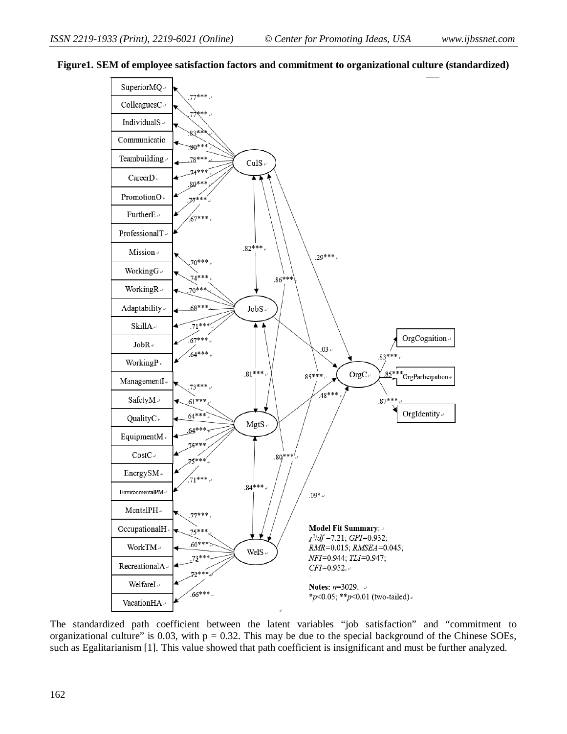**Figure1. SEM of employee satisfaction factors and commitment to organizational culture (standardized)**

**Model Fit Summary**: $\chi^2/df$ =7.21; *GFI*=0.932; *RMR*=0.015; *RMSEA*=0.045; *NFI*=0.944; *TLI*=0.947; *CFI*=0.952.

**Notes:** *n*=3029. *$p<0.05$; **$p<0.01$ (two-tailed)

The standardized path coefficient between the latent variables "job satisfaction" and "commitment to organizational culture" is 0.03, with p = 0.32. This may be due to the special background of the Chinese SOEs, such as Egalitarianism [1]. This value showed that path coefficient is insignificant and must be further analyzed.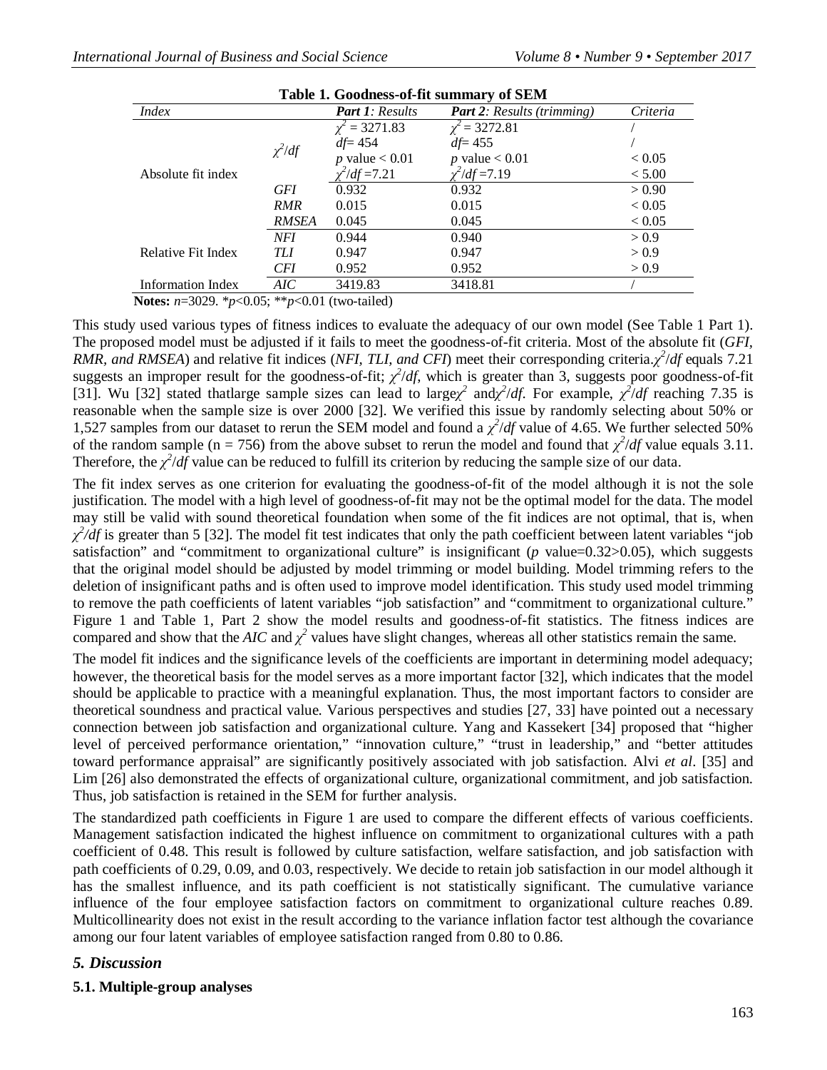**Table 1. Goodness-of-fit summary of SEM**

| *Index* | | ***Part 1**: Results* | ***Part 2**: Results (trimming)* | *Criteria* |
|---|---|---|---|---|
| Absolute fit index | $\chi^2/df$ | $\chi^2 = 3271.83$ | $\chi^2 = 3272.81$ | / |
| | | $df= 454$ | $df= 455$ | / |
| | | $p$ value < 0.01 | $p$ value < 0.01 | < 0.05 |
| | | $\chi^2/df = 7.21$ | $\chi^2/df = 7.19$ | < 5.00 |
| | *GFI* | 0.932 | 0.932 | > 0.90 |
| | *RMR* | 0.015 | 0.015 | < 0.05 |
| | *RMSEA* | 0.045 | 0.045 | < 0.05 |
| Relative Fit Index | *NFI* | 0.944 | 0.940 | > 0.9 |
| | *TLI* | 0.947 | 0.947 | > 0.9 |
| | *CFI* | 0.952 | 0.952 | > 0.9 |
| Information Index | *AIC* | 3419.83 | 3418.81 | / |

**Notes:** $n$=3029. \*$p$<0.05; \*\*$p$<0.01 (two-tailed)

This study used various types of fitness indices to evaluate the adequacy of our own model (See Table 1 Part 1). The proposed model must be adjusted if it fails to meet the goodness-of-fit criteria. Most of the absolute fit (*GFI, RMR, and RMSEA*) and relative fit indices (*NFI, TLI, and CFI*) meet their corresponding criteria. $\chi^2/df$ equals 7.21 suggests an improper result for the goodness-of-fit; $\chi^2/df$, which is greater than 3, suggests poor goodness-of-fit [31]. Wu [32] stated that large sample sizes can lead to large $\chi^2$ and $\chi^2/df$. For example, $\chi^2/df$ reaching 7.35 is reasonable when the sample size is over 2000 [32]. We verified this issue by randomly selecting about 50% or 1,527 samples from our dataset to rerun the SEM model and found a $\chi^2/df$ value of 4.65. We further selected 50% of the random sample (n = 756) from the above subset to rerun the model and found that $\chi^2/df$ value equals 3.11. Therefore, the $\chi^2/df$ value can be reduced to fulfill its criterion by reducing the sample size of our data.

The fit index serves as one criterion for evaluating the goodness-of-fit of the model although it is not the sole justification. The model with a high level of goodness-of-fit may not be the optimal model for the data. The model may still be valid with sound theoretical foundation when some of the fit indices are not optimal, that is, when $\chi^2/df$ is greater than 5 [32]. The model fit test indicates that only the path coefficient between latent variables "job satisfaction" and "commitment to organizational culture" is insignificant ($p$ value=0.32>0.05), which suggests that the original model should be adjusted by model trimming or model building. Model trimming refers to the deletion of insignificant paths and is often used to improve model identification. This study used model trimming to remove the path coefficients of latent variables "job satisfaction" and "commitment to organizational culture." Figure 1 and Table 1, Part 2 show the model results and goodness-of-fit statistics. The fitness indices are compared and show that the *AIC* and $\chi^2$ values have slight changes, whereas all other statistics remain the same.

The model fit indices and the significance levels of the coefficients are important in determining model adequacy; however, the theoretical basis for the model serves as a more important factor [32], which indicates that the model should be applicable to practice with a meaningful explanation. Thus, the most important factors to consider are theoretical soundness and practical value. Various perspectives and studies [27, 33] have pointed out a necessary connection between job satisfaction and organizational culture. Yang and Kassekert [34] proposed that "higher level of perceived performance orientation," "innovation culture," "trust in leadership," and "better attitudes toward performance appraisal" are significantly positively associated with job satisfaction. Alvi *et al*. [35] and Lim [26] also demonstrated the effects of organizational culture, organizational commitment, and job satisfaction. Thus, job satisfaction is retained in the SEM for further analysis.

The standardized path coefficients in Figure 1 are used to compare the different effects of various coefficients. Management satisfaction indicated the highest influence on commitment to organizational cultures with a path coefficient of 0.48. This result is followed by culture satisfaction, welfare satisfaction, and job satisfaction with path coefficients of 0.29, 0.09, and 0.03, respectively. We decide to retain job satisfaction in our model although it has the smallest influence, and its path coefficient is not statistically significant. The cumulative variance influence of the four employee satisfaction factors on commitment to organizational culture reaches 0.89. Multicollinearity does not exist in the result according to the variance inflation factor test although the covariance among our four latent variables of employee satisfaction ranged from 0.80 to 0.86.

## *5. Discussion*

### 5.1. Multiple-group analyses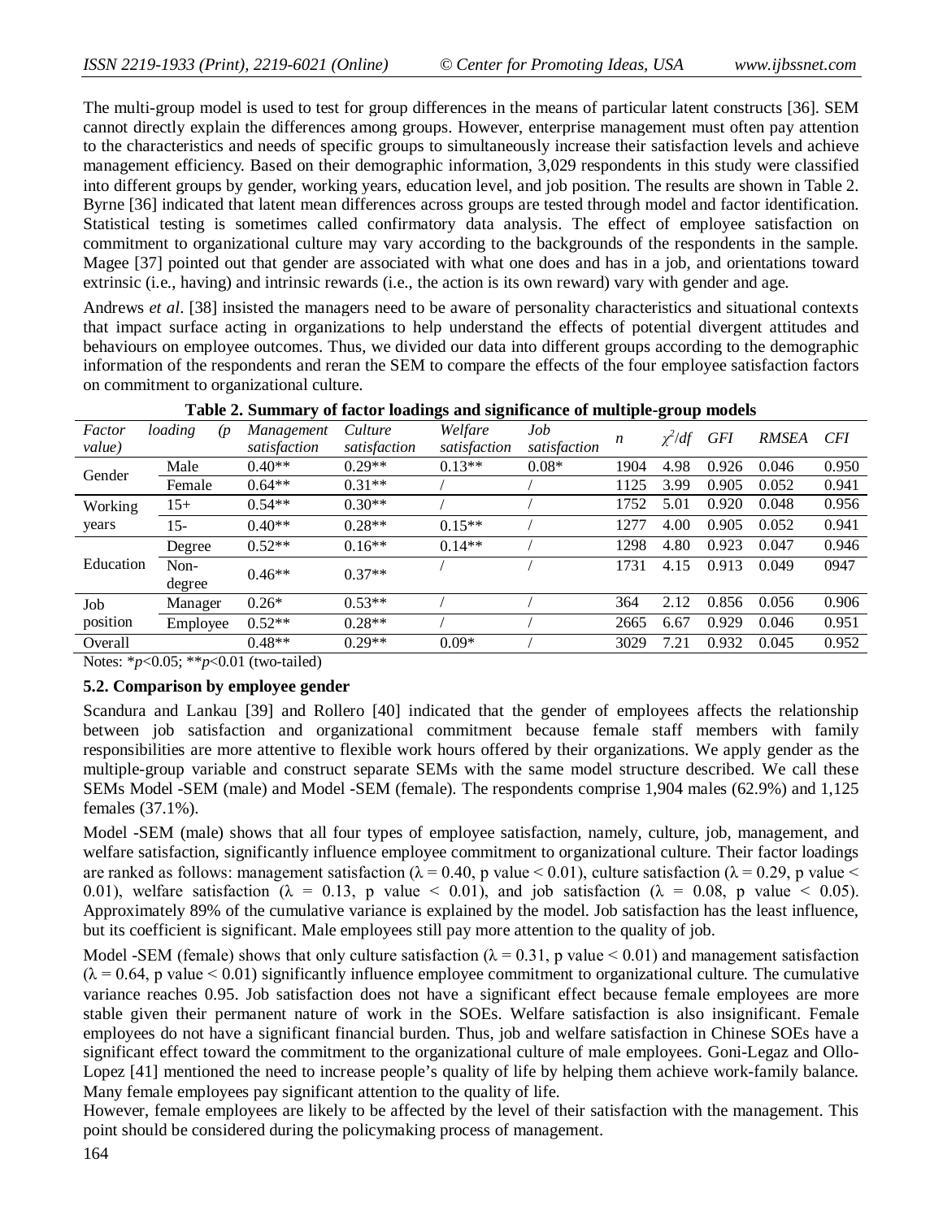The multi-group model is used to test for group differences in the means of particular latent constructs [36]. SEM cannot directly explain the differences among groups. However, enterprise management must often pay attention to the characteristics and needs of specific groups to simultaneously increase their satisfaction levels and achieve management efficiency. Based on their demographic information, 3,029 respondents in this study were classified into different groups by gender, working years, education level, and job position. The results are shown in Table 2. Byrne [36] indicated that latent mean differences across groups are tested through model and factor identification. Statistical testing is sometimes called confirmatory data analysis. The effect of employee satisfaction on commitment to organizational culture may vary according to the backgrounds of the respondents in the sample. Magee [37] pointed out that gender are associated with what one does and has in a job, and orientations toward extrinsic (i.e., having) and intrinsic rewards (i.e., the action is its own reward) vary with gender and age.

Andrews *et al*. [38] insisted the managers need to be aware of personality characteristics and situational contexts that impact surface acting in organizations to help understand the effects of potential divergent attitudes and behaviours on employee outcomes. Thus, we divided our data into different groups according to the demographic information of the respondents and reran the SEM to compare the effects of the four employee satisfaction factors on commitment to organizational culture.

**Table 2. Summary of factor loadings and significance of multiple-group models**

| *Factor loading (p value)* | | *Management satisfaction* | *Culture satisfaction* | *Welfare satisfaction* | *Job satisfaction* | *n* | $\chi^2/df$ | *GFI* | *RMSEA* | *CFI* |
|---|---|---|---|---|---|---|---|---|---|---|
| Gender | Male | 0.40** | 0.29** | 0.13** | 0.08* | 1904 | 4.98 | 0.926 | 0.046 | 0.950 |
| | Female | 0.64** | 0.31** | / | / | 1125 | 3.99 | 0.905 | 0.052 | 0.941 |
| Working years | 15+ | 0.54** | 0.30** | / | / | 1752 | 5.01 | 0.920 | 0.048 | 0.956 |
| | 15- | 0.40** | 0.28** | 0.15** | / | 1277 | 4.00 | 0.905 | 0.052 | 0.941 |
| Education | Degree | 0.52** | 0.16** | 0.14** | / | 1298 | 4.80 | 0.923 | 0.047 | 0.946 |
| | Non-degree | 0.46** | 0.37** | / | / | 1731 | 4.15 | 0.913 | 0.049 | 0947 |
| Job position | Manager | 0.26* | 0.53** | / | / | 364 | 2.12 | 0.856 | 0.056 | 0.906 |
| | Employee | 0.52** | 0.28** | / | / | 2665 | 6.67 | 0.929 | 0.046 | 0.951 |
| Overall | | 0.48** | 0.29** | 0.09* | / | 3029 | 7.21 | 0.932 | 0.045 | 0.952 |

Notes: *$p<0.05$; **$p<0.01$ (two-tailed)

### 5.2. Comparison by employee gender

Scandura and Lankau [39] and Rollero [40] indicated that the gender of employees affects the relationship between job satisfaction and organizational commitment because female staff members with family responsibilities are more attentive to flexible work hours offered by their organizations. We apply gender as the multiple-group variable and construct separate SEMs with the same model structure described. We call these SEMs Model -SEM (male) and Model -SEM (female). The respondents comprise 1,904 males (62.9%) and 1,125 females (37.1%).

Model -SEM (male) shows that all four types of employee satisfaction, namely, culture, job, management, and welfare satisfaction, significantly influence employee commitment to organizational culture. Their factor loadings are ranked as follows: management satisfaction ($\lambda = 0.40$, p value $< 0.01$), culture satisfaction ($\lambda = 0.29$, p value $<$ 0.01), welfare satisfaction ($\lambda = 0.13$, p value $< 0.01$), and job satisfaction ($\lambda = 0.08$, p value $< 0.05$). Approximately 89% of the cumulative variance is explained by the model. Job satisfaction has the least influence, but its coefficient is significant. Male employees still pay more attention to the quality of job.

Model -SEM (female) shows that only culture satisfaction ($\lambda = 0.31$, p value $< 0.01$) and management satisfaction ($\lambda = 0.64$, p value $< 0.01$) significantly influence employee commitment to organizational culture. The cumulative variance reaches 0.95. Job satisfaction does not have a significant effect because female employees are more stable given their permanent nature of work in the SOEs. Welfare satisfaction is also insignificant. Female employees do not have a significant financial burden. Thus, job and welfare satisfaction in Chinese SOEs have a significant effect toward the commitment to the organizational culture of male employees. Goni-Legaz and Ollo-Lopez [41] mentioned the need to increase people's quality of life by helping them achieve work-family balance. Many female employees pay significant attention to the quality of life.

However, female employees are likely to be affected by the level of their satisfaction with the management. This point should be considered during the policymaking process of management.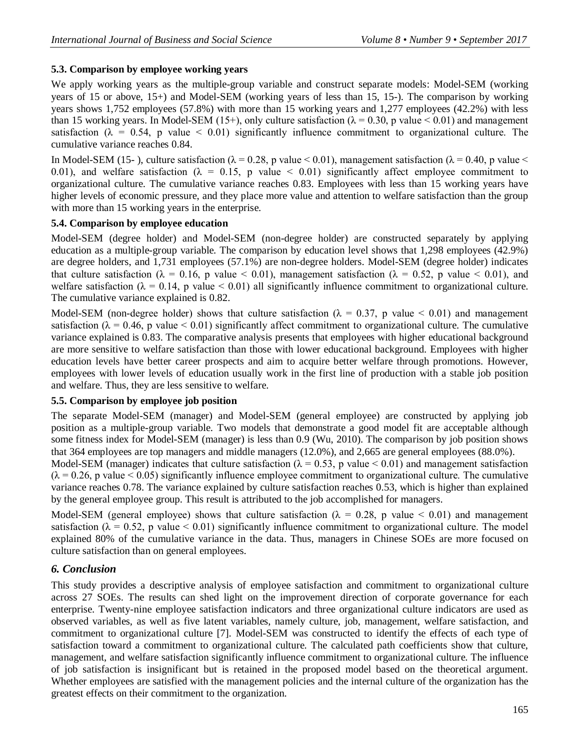### 5.3. Comparison by employee working years

We apply working years as the multiple-group variable and construct separate models: Model-SEM (working years of 15 or above, 15+) and Model-SEM (working years of less than 15, 15-). The comparison by working years shows 1,752 employees (57.8%) with more than 15 working years and 1,277 employees (42.2%) with less than 15 working years. In Model-SEM (15+), only culture satisfaction ($\lambda = 0.30$, p value $< 0.01$) and management satisfaction ($\lambda = 0.54$, p value $< 0.01$) significantly influence commitment to organizational culture. The cumulative variance reaches 0.84.

In Model-SEM (15- ), culture satisfaction ($\lambda = 0.28$, p value $< 0.01$), management satisfaction ($\lambda = 0.40$, p value $< 0.01$), and welfare satisfaction ($\lambda = 0.15$, p value $< 0.01$) significantly affect employee commitment to organizational culture. The cumulative variance reaches 0.83. Employees with less than 15 working years have higher levels of economic pressure, and they place more value and attention to welfare satisfaction than the group with more than 15 working years in the enterprise.

### 5.4. Comparison by employee education

Model-SEM (degree holder) and Model-SEM (non-degree holder) are constructed separately by applying education as a multiple-group variable. The comparison by education level shows that 1,298 employees (42.9%) are degree holders, and 1,731 employees (57.1%) are non-degree holders. Model-SEM (degree holder) indicates that culture satisfaction ($\lambda = 0.16$, p value $< 0.01$), management satisfaction ($\lambda = 0.52$, p value $< 0.01$), and welfare satisfaction ($\lambda = 0.14$, p value $< 0.01$) all significantly influence commitment to organizational culture. The cumulative variance explained is 0.82.

Model-SEM (non-degree holder) shows that culture satisfaction ($\lambda = 0.37$, p value $< 0.01$) and management satisfaction ($\lambda = 0.46$, p value $< 0.01$) significantly affect commitment to organizational culture. The cumulative variance explained is 0.83. The comparative analysis presents that employees with higher educational background are more sensitive to welfare satisfaction than those with lower educational background. Employees with higher education levels have better career prospects and aim to acquire better welfare through promotions. However, employees with lower levels of education usually work in the first line of production with a stable job position and welfare. Thus, they are less sensitive to welfare.

### 5.5. Comparison by employee job position

The separate Model-SEM (manager) and Model-SEM (general employee) are constructed by applying job position as a multiple-group variable. Two models that demonstrate a good model fit are acceptable although some fitness index for Model-SEM (manager) is less than 0.9 (Wu, 2010). The comparison by job position shows that 364 employees are top managers and middle managers (12.0%), and 2,665 are general employees (88.0%).

Model-SEM (manager) indicates that culture satisfaction ($\lambda = 0.53$, p value $< 0.01$) and management satisfaction ($\lambda = 0.26$, p value $< 0.05$) significantly influence employee commitment to organizational culture. The cumulative variance reaches 0.78. The variance explained by culture satisfaction reaches 0.53, which is higher than explained by the general employee group. This result is attributed to the job accomplished for managers.

Model-SEM (general employee) shows that culture satisfaction ($\lambda = 0.28$, p value $< 0.01$) and management satisfaction ($\lambda = 0.52$, p value $< 0.01$) significantly influence commitment to organizational culture. The model explained 80% of the cumulative variance in the data. Thus, managers in Chinese SOEs are more focused on culture satisfaction than on general employees.

## 6. Conclusion

This study provides a descriptive analysis of employee satisfaction and commitment to organizational culture across 27 SOEs. The results can shed light on the improvement direction of corporate governance for each enterprise. Twenty-nine employee satisfaction indicators and three organizational culture indicators are used as observed variables, as well as five latent variables, namely culture, job, management, welfare satisfaction, and commitment to organizational culture [7]. Model-SEM was constructed to identify the effects of each type of satisfaction toward a commitment to organizational culture. The calculated path coefficients show that culture, management, and welfare satisfaction significantly influence commitment to organizational culture. The influence of job satisfaction is insignificant but is retained in the proposed model based on the theoretical argument. Whether employees are satisfied with the management policies and the internal culture of the organization has the greatest effects on their commitment to the organization.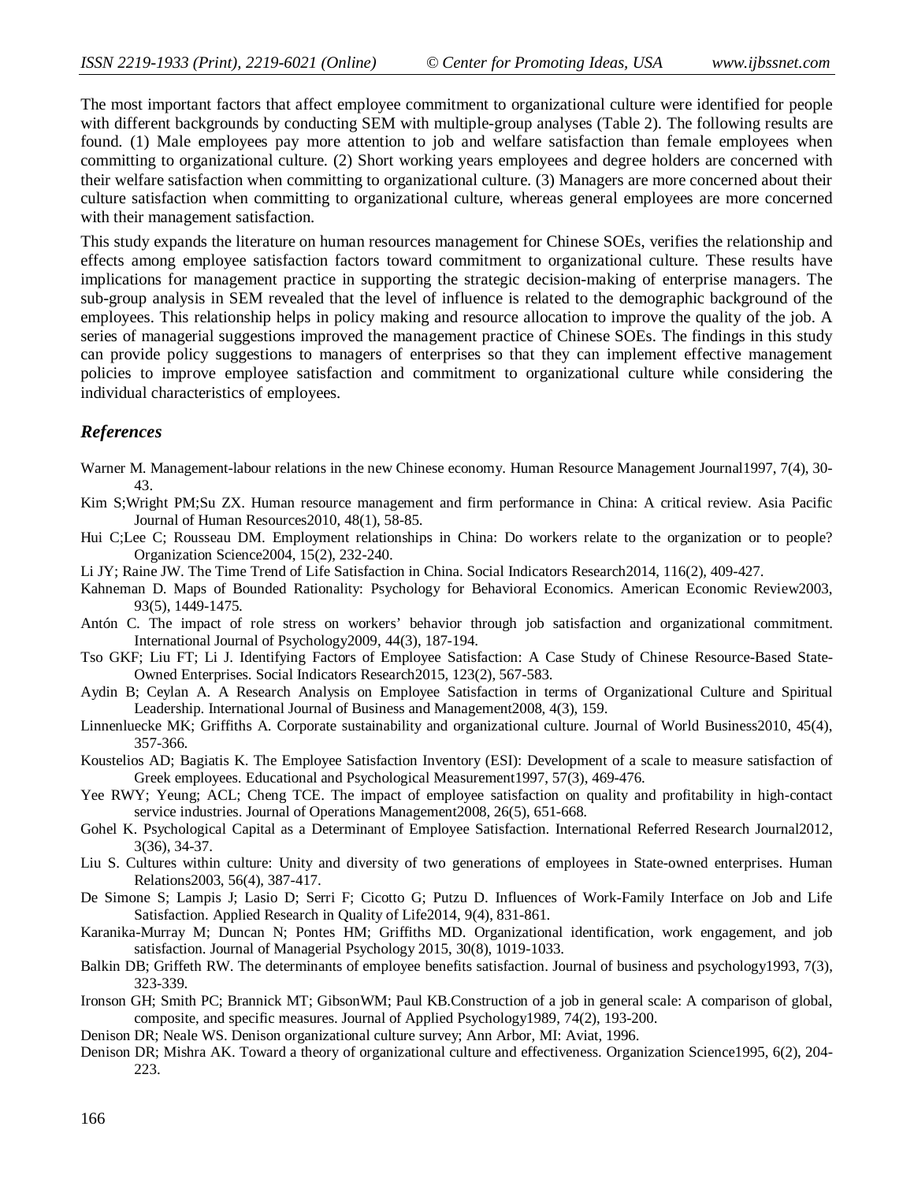The most important factors that affect employee commitment to organizational culture were identified for people with different backgrounds by conducting SEM with multiple-group analyses (Table 2). The following results are found. (1) Male employees pay more attention to job and welfare satisfaction than female employees when committing to organizational culture. (2) Short working years employees and degree holders are concerned with their welfare satisfaction when committing to organizational culture. (3) Managers are more concerned about their culture satisfaction when committing to organizational culture, whereas general employees are more concerned with their management satisfaction.

This study expands the literature on human resources management for Chinese SOEs, verifies the relationship and effects among employee satisfaction factors toward commitment to organizational culture. These results have implications for management practice in supporting the strategic decision-making of enterprise managers. The sub-group analysis in SEM revealed that the level of influence is related to the demographic background of the employees. This relationship helps in policy making and resource allocation to improve the quality of the job. A series of managerial suggestions improved the management practice of Chinese SOEs. The findings in this study can provide policy suggestions to managers of enterprises so that they can implement effective management policies to improve employee satisfaction and commitment to organizational culture while considering the individual characteristics of employees.

## *References*

Warner M. Management-labour relations in the new Chinese economy. Human Resource Management Journal1997, 7(4), 30-43.

Kim S;Wright PM;Su ZX. Human resource management and firm performance in China: A critical review. Asia Pacific Journal of Human Resources2010, 48(1), 58-85.

Hui C;Lee C; Rousseau DM. Employment relationships in China: Do workers relate to the organization or to people? Organization Science2004, 15(2), 232-240.

Li JY; Raine JW. The Time Trend of Life Satisfaction in China. Social Indicators Research2014, 116(2), 409-427.

Kahneman D. Maps of Bounded Rationality: Psychology for Behavioral Economics. American Economic Review2003, 93(5), 1449-1475.

Antón C. The impact of role stress on workers' behavior through job satisfaction and organizational commitment. International Journal of Psychology2009, 44(3), 187-194.

Tso GKF; Liu FT; Li J. Identifying Factors of Employee Satisfaction: A Case Study of Chinese Resource-Based State-Owned Enterprises. Social Indicators Research2015, 123(2), 567-583.

Aydin B; Ceylan A. A Research Analysis on Employee Satisfaction in terms of Organizational Culture and Spiritual Leadership. International Journal of Business and Management2008, 4(3), 159.

Linnenluecke MK; Griffiths A. Corporate sustainability and organizational culture. Journal of World Business2010, 45(4), 357-366.

Koustelios AD; Bagiatis K. The Employee Satisfaction Inventory (ESI): Development of a scale to measure satisfaction of Greek employees. Educational and Psychological Measurement1997, 57(3), 469-476.

Yee RWY; Yeung; ACL; Cheng TCE. The impact of employee satisfaction on quality and profitability in high-contact service industries. Journal of Operations Management2008, 26(5), 651-668.

Gohel K. Psychological Capital as a Determinant of Employee Satisfaction. International Referred Research Journal2012, 3(36), 34-37.

Liu S. Cultures within culture: Unity and diversity of two generations of employees in State-owned enterprises. Human Relations2003, 56(4), 387-417.

De Simone S; Lampis J; Lasio D; Serri F; Cicotto G; Putzu D. Influences of Work-Family Interface on Job and Life Satisfaction. Applied Research in Quality of Life2014, 9(4), 831-861.

Karanika-Murray M; Duncan N; Pontes HM; Griffiths MD. Organizational identification, work engagement, and job satisfaction. Journal of Managerial Psychology 2015, 30(8), 1019-1033.

Balkin DB; Griffeth RW. The determinants of employee benefits satisfaction. Journal of business and psychology1993, 7(3), 323-339.

Ironson GH; Smith PC; Brannick MT; GibsonWM; Paul KB.Construction of a job in general scale: A comparison of global, composite, and specific measures. Journal of Applied Psychology1989, 74(2), 193-200.

Denison DR; Neale WS. Denison organizational culture survey; Ann Arbor, MI: Aviat, 1996.

Denison DR; Mishra AK. Toward a theory of organizational culture and effectiveness. Organization Science1995, 6(2), 204-223.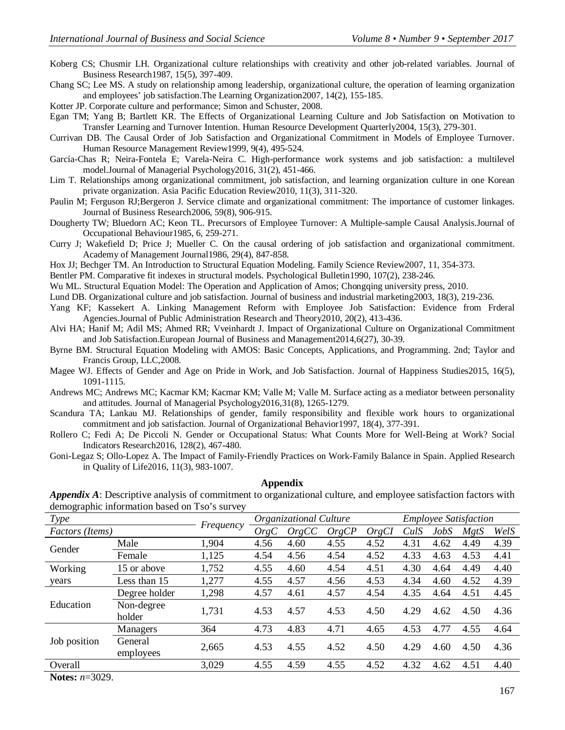Koberg CS; Chusmir LH. Organizational culture relationships with creativity and other job-related variables. Journal of Business Research1987, 15(5), 397-409.

Chang SC; Lee MS. A study on relationship among leadership, organizational culture, the operation of learning organization and employees' job satisfaction.The Learning Organization2007, 14(2), 155-185.

Kotter JP. Corporate culture and performance; Simon and Schuster, 2008.

Egan TM; Yang B; Bartlett KR. The Effects of Organizational Learning Culture and Job Satisfaction on Motivation to Transfer Learning and Turnover Intention. Human Resource Development Quarterly2004, 15(3), 279-301.

Currivan DB. The Causal Order of Job Satisfaction and Organizational Commitment in Models of Employee Turnover. Human Resource Management Review1999, 9(4), 495-524.

García-Chas R; Neira-Fontela E; Varela-Neira C. High-performance work systems and job satisfaction: a multilevel model.Journal of Managerial Psychology2016, 31(2), 451-466.

Lim T. Relationships among organizational commitment, job satisfaction, and learning organization culture in one Korean private organization. Asia Pacific Education Review2010, 11(3), 311-320.

Paulin M; Ferguson RJ;Bergeron J. Service climate and organizational commitment: The importance of customer linkages. Journal of Business Research2006, 59(8), 906-915.

Dougherty TW; Bluedorn AC; Keon TL. Precursors of Employee Turnover: A Multiple-sample Causal Analysis.Journal of Occupational Behaviour1985, 6, 259-271.

Curry J; Wakefield D; Price J; Mueller C. On the causal ordering of job satisfaction and organizational commitment. Academy of Management Journal1986, 29(4), 847-858.

Hox JJ; Bechger TM. An Introduction to Structural Equation Modeling. Family Science Review2007, 11, 354-373.

Bentler PM. Comparative fit indexes in structural models. Psychological Bulletin1990, 107(2), 238-246.

Wu ML. Structural Equation Model: The Operation and Application of Amos; Chongqing university press, 2010.

Lund DB. Organizational culture and job satisfaction. Journal of business and industrial marketing2003, 18(3), 219-236.

Yang KF; Kassekert A. Linking Management Reform with Employee Job Satisfaction: Evidence from Frderal Agencies.Journal of Public Administration Research and Theory2010, 20(2), 413-436.

Alvi HA; Hanif M; Adil MS; Ahmed RR; Vveinhardt J. Impact of Organizational Culture on Organizational Commitment and Job Satisfaction.European Journal of Business and Management2014,6(27), 30-39.

Byrne BM. Structural Equation Modeling with AMOS: Basic Concepts, Applications, and Programming. 2nd; Taylor and Francis Group, LLC,2008.

Magee WJ. Effects of Gender and Age on Pride in Work, and Job Satisfaction. Journal of Happiness Studies2015, 16(5), 1091-1115.

Andrews MC; Andrews MC; Kacmar KM; Kacmar KM; Valle M; Valle M. Surface acting as a mediator between personality and attitudes. Journal of Managerial Psychology2016,31(8), 1265-1279.

Scandura TA; Lankau MJ. Relationships of gender, family responsibility and flexible work hours to organizational commitment and job satisfaction. Journal of Organizational Behavior1997, 18(4), 377-391.

Rollero C; Fedi A; De Piccoli N. Gender or Occupational Status: What Counts More for Well-Being at Work? Social Indicators Research2016, 128(2), 467-480.

Goni-Legaz S; Ollo-Lopez A. The Impact of Family-Friendly Practices on Work-Family Balance in Spain. Applied Research in Quality of Life2016, 11(3), 983-1007.

## Appendix

***Appendix A***: Descriptive analysis of commitment to organizational culture, and employee satisfaction factors with demographic information based on Tso's survey

| *Type* | | Frequency | *Organizational Culture* | | | | *Employee Satisfaction* | | | |
|---|---|---|---|---|---|---|---|---|---|---|
| *Factors (Items)* | | | *OrgC* | *OrgCC* | *OrgCP* | *OrgCI* | *CulS* | *JobS* | *MgtS* | *WelS* |
| Gender | Male | 1,904 | 4.56 | 4.60 | 4.55 | 4.52 | 4.31 | 4.62 | 4.49 | 4.39 |
| | Female | 1,125 | 4.54 | 4.56 | 4.54 | 4.52 | 4.33 | 4.63 | 4.53 | 4.41 |
| Working years | 15 or above | 1,752 | 4.55 | 4.60 | 4.54 | 4.51 | 4.30 | 4.64 | 4.49 | 4.40 |
| | Less than 15 | 1,277 | 4.55 | 4.57 | 4.56 | 4.53 | 4.34 | 4.60 | 4.52 | 4.39 |
| Education | Degree holder | 1,298 | 4.57 | 4.61 | 4.57 | 4.54 | 4.35 | 4.64 | 4.51 | 4.45 |
| | Non-degree holder | 1,731 | 4.53 | 4.57 | 4.53 | 4.50 | 4.29 | 4.62 | 4.50 | 4.36 |
| Job position | Managers | 364 | 4.73 | 4.83 | 4.71 | 4.65 | 4.53 | 4.77 | 4.55 | 4.64 |
| | General employees | 2,665 | 4.53 | 4.55 | 4.52 | 4.50 | 4.29 | 4.60 | 4.50 | 4.36 |
| Overall | | 3,029 | 4.55 | 4.59 | 4.55 | 4.52 | 4.32 | 4.62 | 4.51 | 4.40 |

**Notes:** $n$=3029.